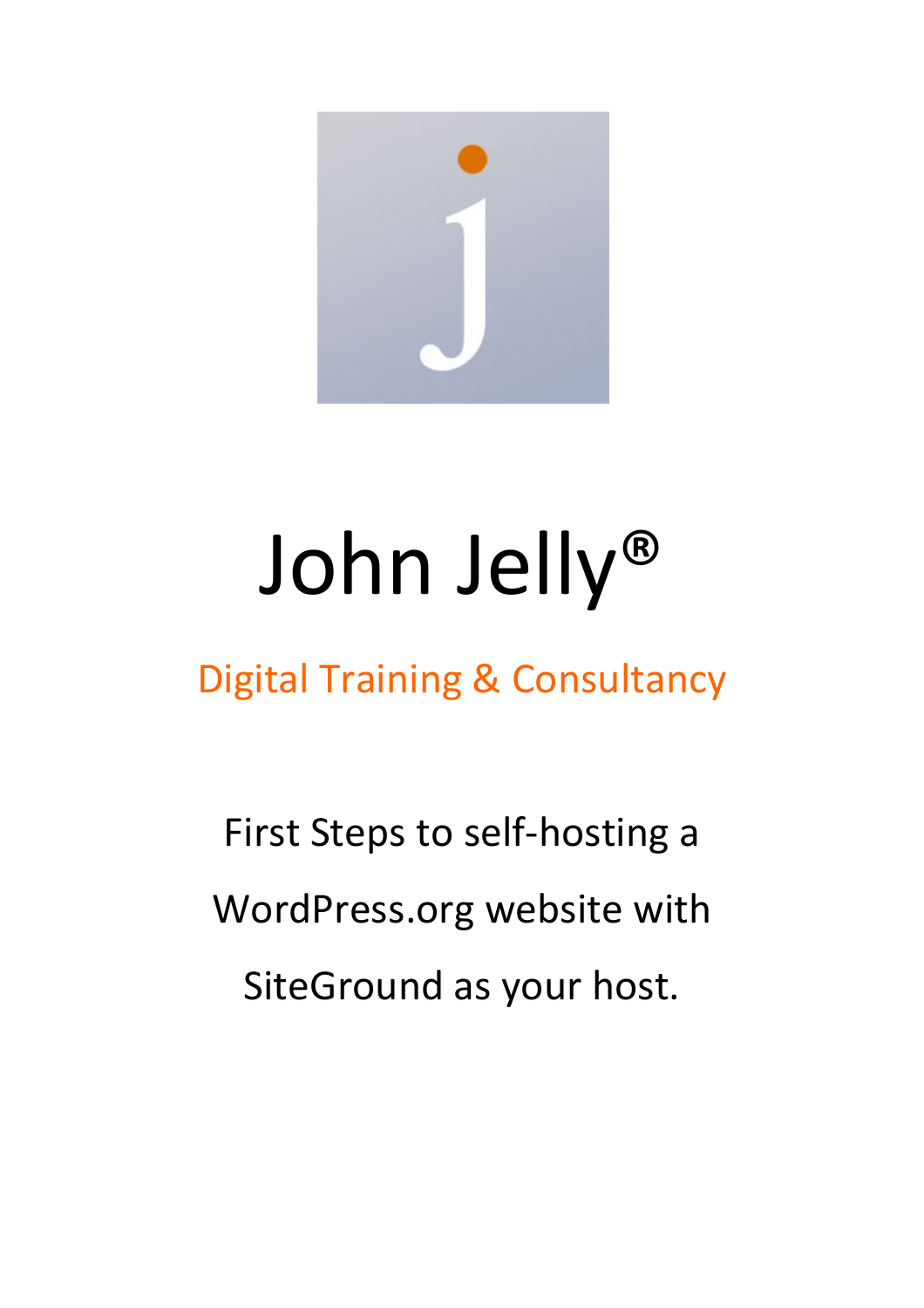# John Jelly®

Digital Training & Consultancy

First Steps to self-hosting a WordPress.org website with SiteGround as your host.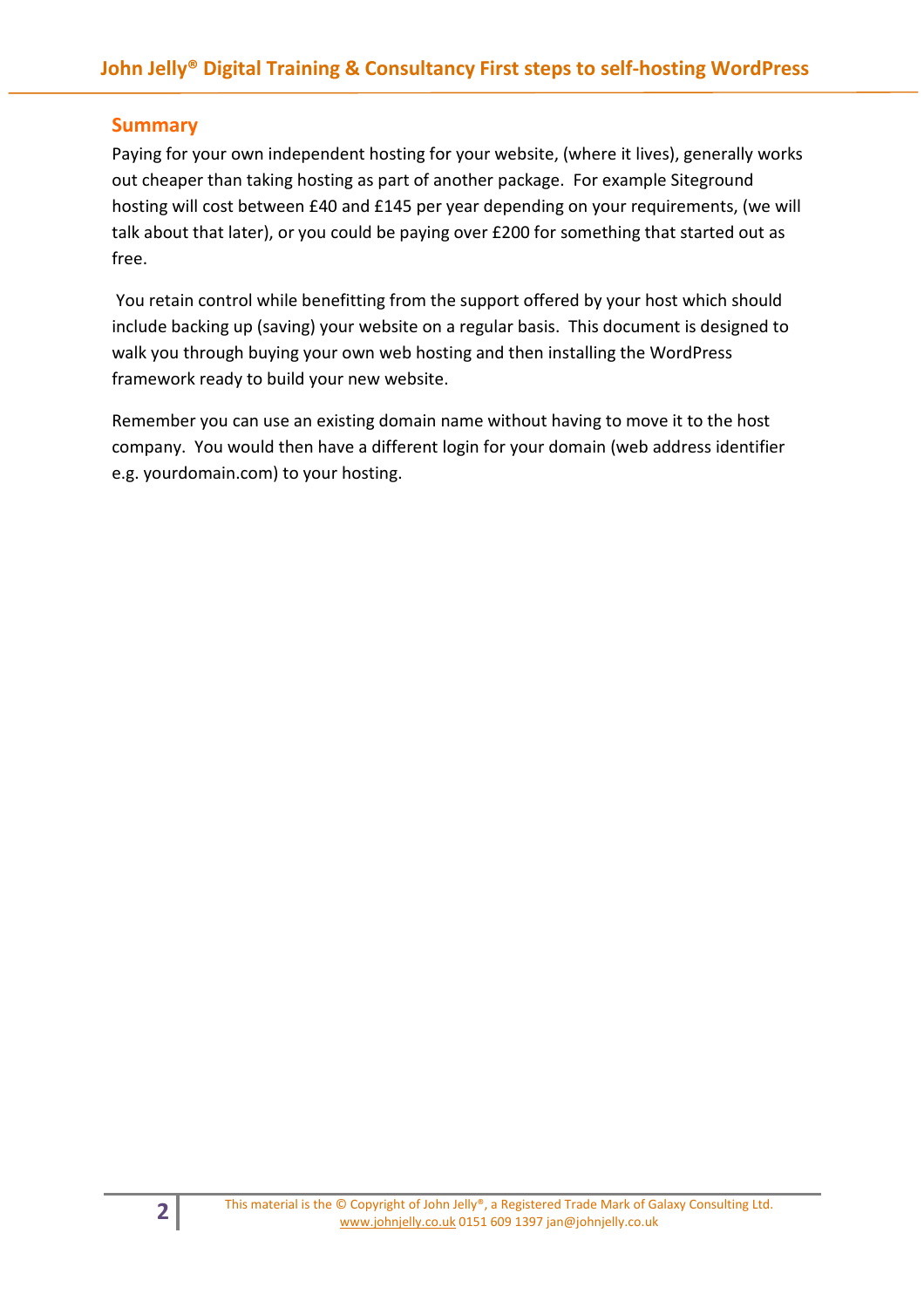## Summary

Paying for your own independent hosting for your website, (where it lives), generally works out cheaper than taking hosting as part of another package. For example Siteground hosting will cost between £40 and £145 per year depending on your requirements, (we will talk about that later), or you could be paying over £200 for something that started out as free.

You retain control while benefitting from the support offered by your host which should include backing up (saving) your website on a regular basis. This document is designed to walk you through buying your own web hosting and then installing the WordPress framework ready to build your new website.

Remember you can use an existing domain name without having to move it to the host company. You would then have a different login for your domain (web address identifier e.g. yourdomain.com) to your hosting.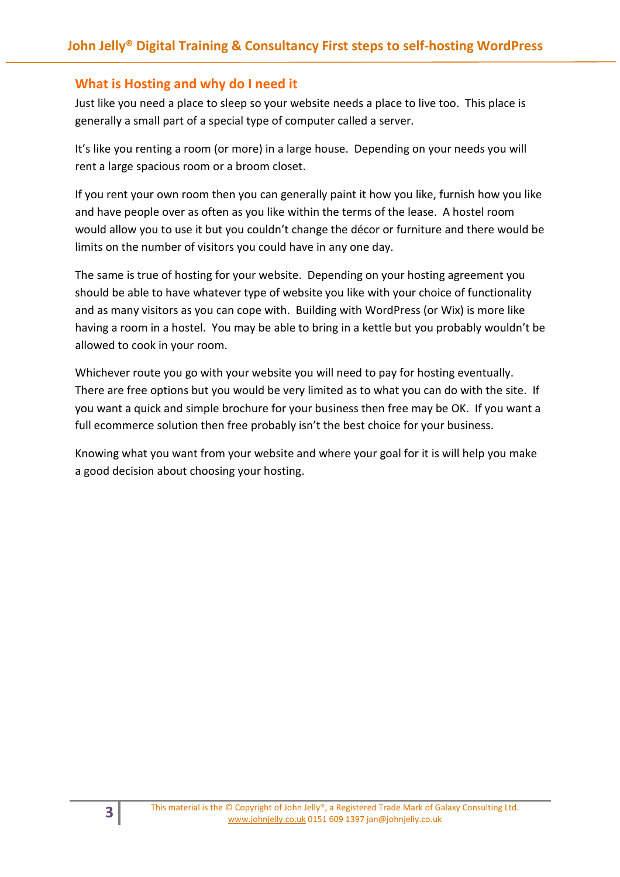## What is Hosting and why do I need it

Just like you need a place to sleep so your website needs a place to live too. This place is generally a small part of a special type of computer called a server.

It's like you renting a room (or more) in a large house. Depending on your needs you will rent a large spacious room or a broom closet.

If you rent your own room then you can generally paint it how you like, furnish how you like and have people over as often as you like within the terms of the lease. A hostel room would allow you to use it but you couldn't change the décor or furniture and there would be limits on the number of visitors you could have in any one day.

The same is true of hosting for your website. Depending on your hosting agreement you should be able to have whatever type of website you like with your choice of functionality and as many visitors as you can cope with. Building with WordPress (or Wix) is more like having a room in a hostel. You may be able to bring in a kettle but you probably wouldn't be allowed to cook in your room.

Whichever route you go with your website you will need to pay for hosting eventually. There are free options but you would be very limited as to what you can do with the site. If you want a quick and simple brochure for your business then free may be OK. If you want a full ecommerce solution then free probably isn't the best choice for your business.

Knowing what you want from your website and where your goal for it is will help you make a good decision about choosing your hosting.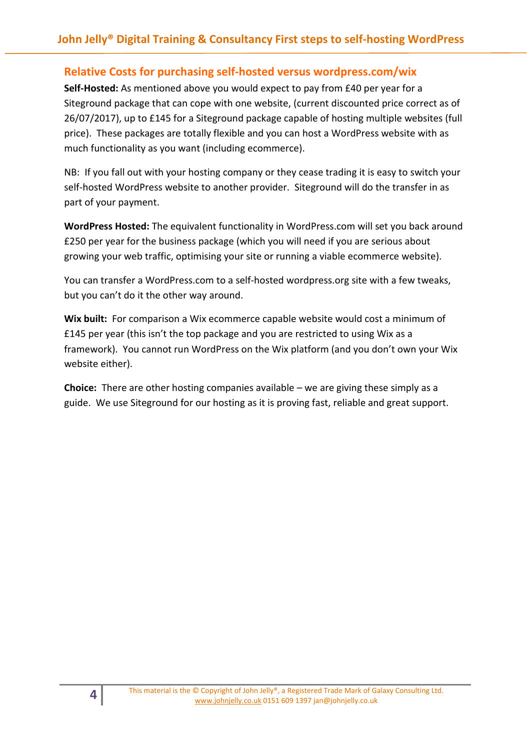## Relative Costs for purchasing self-hosted versus wordpress.com/wix

**Self-Hosted:** As mentioned above you would expect to pay from £40 per year for a Siteground package that can cope with one website, (current discounted price correct as of 26/07/2017), up to £145 for a Siteground package capable of hosting multiple websites (full price). These packages are totally flexible and you can host a WordPress website with as much functionality as you want (including ecommerce).

NB: If you fall out with your hosting company or they cease trading it is easy to switch your self-hosted WordPress website to another provider. Siteground will do the transfer in as part of your payment.

**WordPress Hosted:** The equivalent functionality in WordPress.com will set you back around £250 per year for the business package (which you will need if you are serious about growing your web traffic, optimising your site or running a viable ecommerce website).

You can transfer a WordPress.com to a self-hosted wordpress.org site with a few tweaks, but you can't do it the other way around.

**Wix built:** For comparison a Wix ecommerce capable website would cost a minimum of £145 per year (this isn't the top package and you are restricted to using Wix as a framework). You cannot run WordPress on the Wix platform (and you don't own your Wix website either).

**Choice:** There are other hosting companies available – we are giving these simply as a guide. We use Siteground for our hosting as it is proving fast, reliable and great support.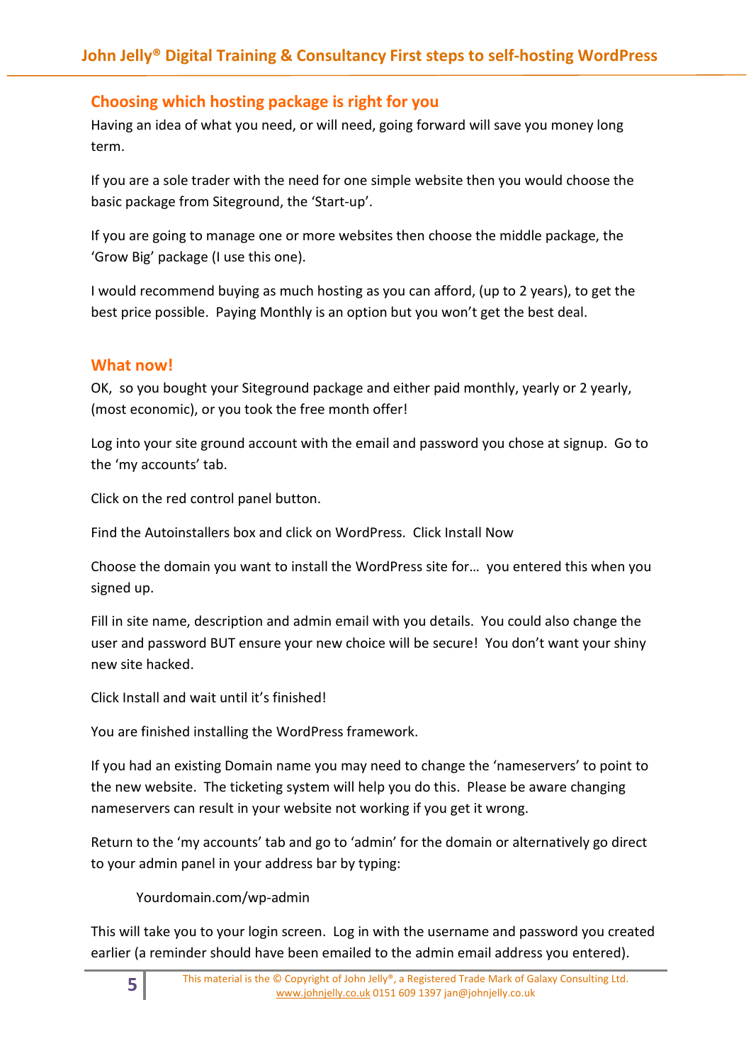## Choosing which hosting package is right for you

Having an idea of what you need, or will need, going forward will save you money long term.

If you are a sole trader with the need for one simple website then you would choose the basic package from Siteground, the 'Start-up'.

If you are going to manage one or more websites then choose the middle package, the 'Grow Big' package (I use this one).

I would recommend buying as much hosting as you can afford, (up to 2 years), to get the best price possible.  Paying Monthly is an option but you won't get the best deal.

## What now!

OK,  so you bought your Siteground package and either paid monthly, yearly or 2 yearly, (most economic), or you took the free month offer!

Log into your site ground account with the email and password you chose at signup.  Go to the 'my accounts' tab.

Click on the red control panel button.

Find the Autoinstallers box and click on WordPress.  Click Install Now

Choose the domain you want to install the WordPress site for…  you entered this when you signed up.

Fill in site name, description and admin email with you details.  You could also change the user and password BUT ensure your new choice will be secure!  You don't want your shiny new site hacked.

Click Install and wait until it's finished!

You are finished installing the WordPress framework.

If you had an existing Domain name you may need to change the 'nameservers' to point to the new website.  The ticketing system will help you do this.  Please be aware changing nameservers can result in your website not working if you get it wrong.

Return to the 'my accounts' tab and go to 'admin' for the domain or alternatively go direct to your admin panel in your address bar by typing:

Yourdomain.com/wp-admin

This will take you to your login screen.  Log in with the username and password you created earlier (a reminder should have been emailed to the admin email address you entered).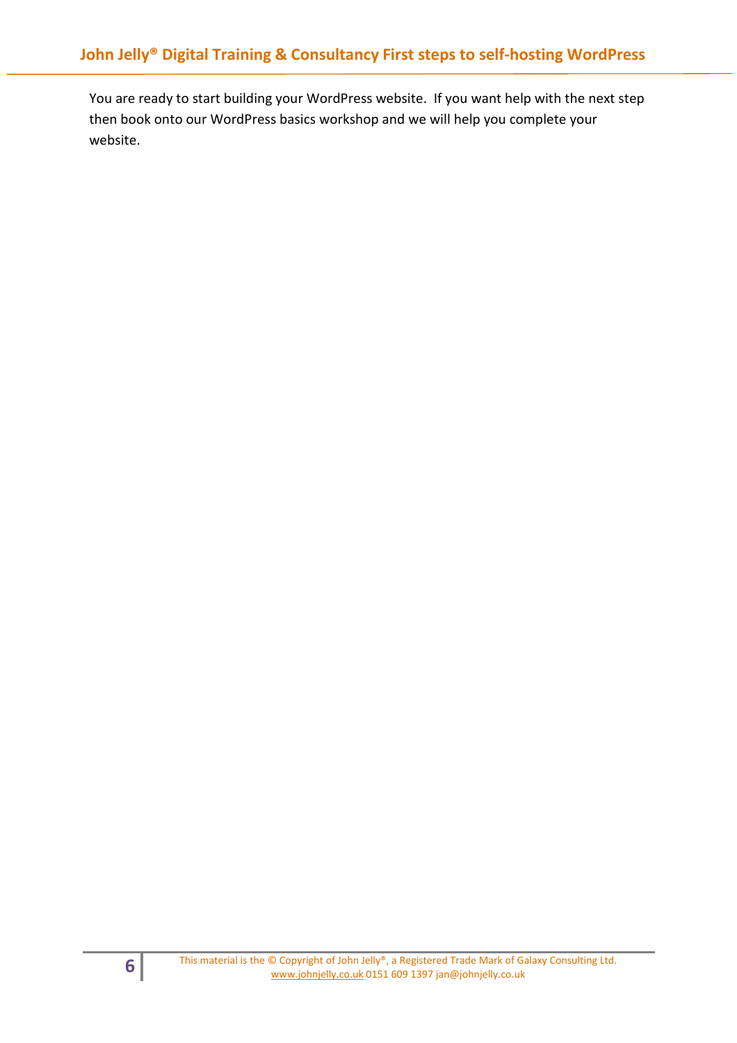You are ready to start building your WordPress website. If you want help with the next step then book onto our WordPress basics workshop and we will help you complete your website.